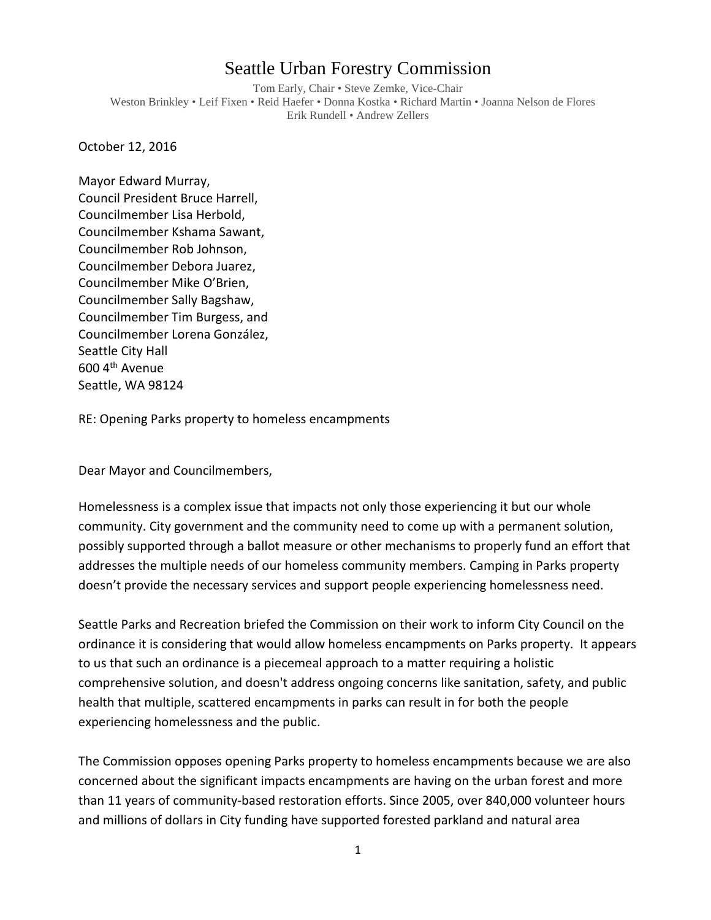# Seattle Urban Forestry Commission

Tom Early, Chair • Steve Zemke, Vice-Chair
Weston Brinkley • Leif Fixen • Reid Haefer • Donna Kostka • Richard Martin • Joanna Nelson de Flores
Erik Rundell • Andrew Zellers

October 12, 2016

Mayor Edward Murray,
Council President Bruce Harrell,
Councilmember Lisa Herbold,
Councilmember Kshama Sawant,
Councilmember Rob Johnson,
Councilmember Debora Juarez,
Councilmember Mike O'Brien,
Councilmember Sally Bagshaw,
Councilmember Tim Burgess, and
Councilmember Lorena González,
Seattle City Hall
600 4th Avenue
Seattle, WA 98124

RE: Opening Parks property to homeless encampments

Dear Mayor and Councilmembers,

Homelessness is a complex issue that impacts not only those experiencing it but our whole community. City government and the community need to come up with a permanent solution, possibly supported through a ballot measure or other mechanisms to properly fund an effort that addresses the multiple needs of our homeless community members. Camping in Parks property doesn't provide the necessary services and support people experiencing homelessness need.

Seattle Parks and Recreation briefed the Commission on their work to inform City Council on the ordinance it is considering that would allow homeless encampments on Parks property. It appears to us that such an ordinance is a piecemeal approach to a matter requiring a holistic comprehensive solution, and doesn't address ongoing concerns like sanitation, safety, and public health that multiple, scattered encampments in parks can result in for both the people experiencing homelessness and the public.

The Commission opposes opening Parks property to homeless encampments because we are also concerned about the significant impacts encampments are having on the urban forest and more than 11 years of community-based restoration efforts. Since 2005, over 840,000 volunteer hours and millions of dollars in City funding have supported forested parkland and natural area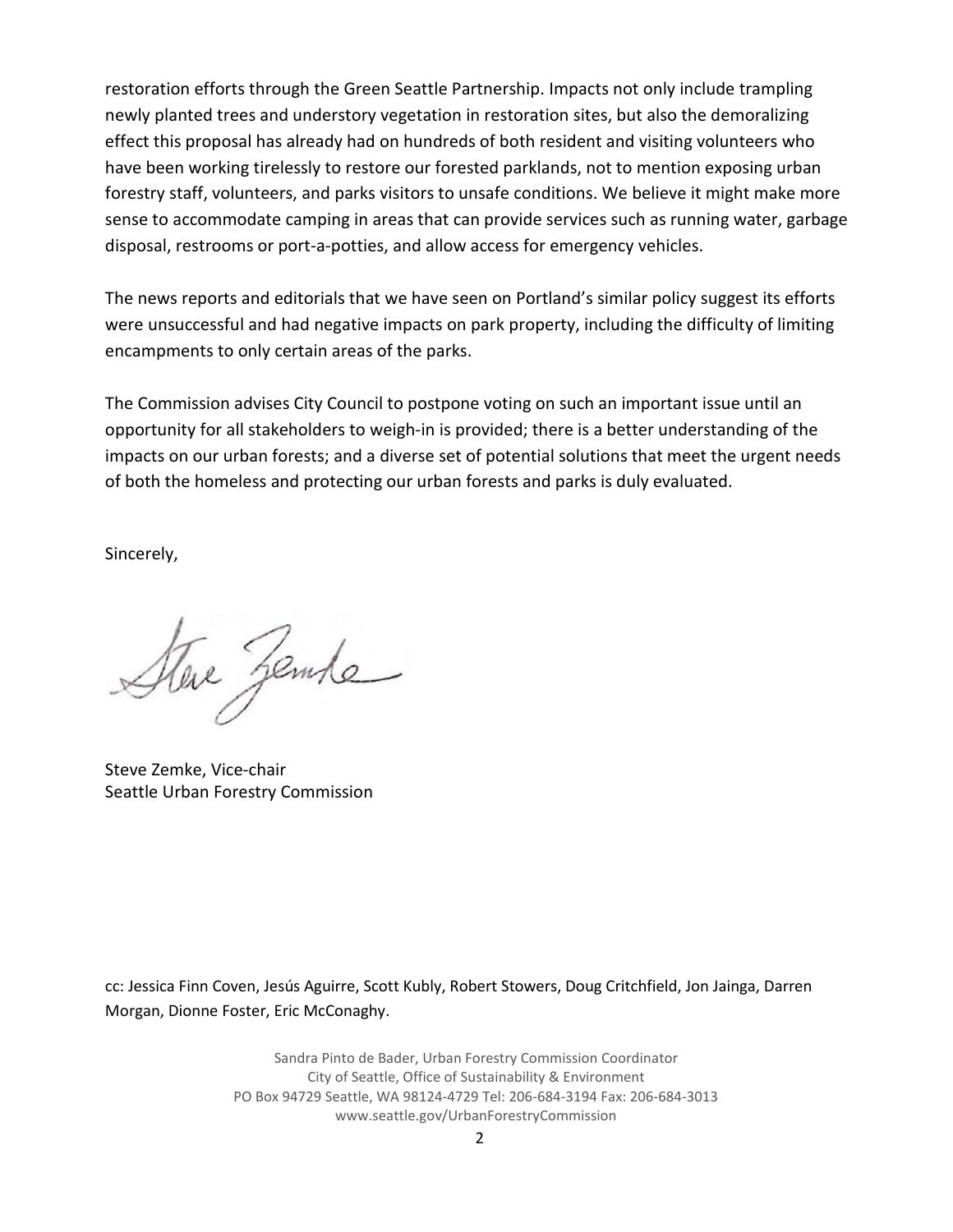restoration efforts through the Green Seattle Partnership. Impacts not only include trampling newly planted trees and understory vegetation in restoration sites, but also the demoralizing effect this proposal has already had on hundreds of both resident and visiting volunteers who have been working tirelessly to restore our forested parklands, not to mention exposing urban forestry staff, volunteers, and parks visitors to unsafe conditions. We believe it might make more sense to accommodate camping in areas that can provide services such as running water, garbage disposal, restrooms or port-a-potties, and allow access for emergency vehicles.

The news reports and editorials that we have seen on Portland's similar policy suggest its efforts were unsuccessful and had negative impacts on park property, including the difficulty of limiting encampments to only certain areas of the parks.

The Commission advises City Council to postpone voting on such an important issue until an opportunity for all stakeholders to weigh-in is provided; there is a better understanding of the impacts on our urban forests; and a diverse set of potential solutions that meet the urgent needs of both the homeless and protecting our urban forests and parks is duly evaluated.

Sincerely,

Steve Zemke, Vice-chair
Seattle Urban Forestry Commission

cc: Jessica Finn Coven, Jesús Aguirre, Scott Kubly, Robert Stowers, Doug Critchfield, Jon Jainga, Darren Morgan, Dionne Foster, Eric McConaghy.

Sandra Pinto de Bader, Urban Forestry Commission Coordinator
City of Seattle, Office of Sustainability & Environment
PO Box 94729 Seattle, WA 98124-4729 Tel: 206-684-3194 Fax: 206-684-3013
www.seattle.gov/UrbanForestryCommission